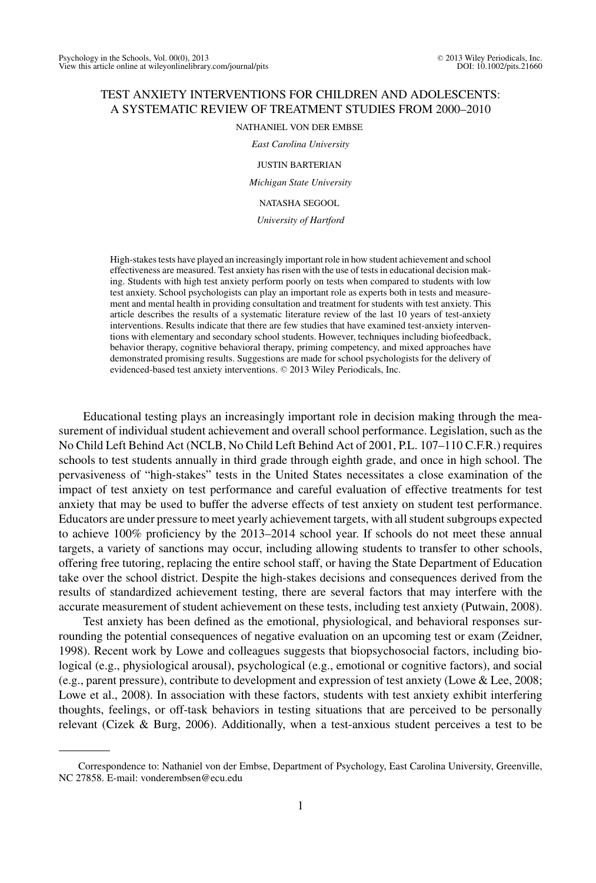# TEST ANXIETY INTERVENTIONS FOR CHILDREN AND ADOLESCENTS: A SYSTEMATIC REVIEW OF TREATMENT STUDIES FROM 2000–2010

NATHANIEL VON DER EMBSE

*East Carolina University*

JUSTIN BARTERIAN

*Michigan State University*

NATASHA SEGOOL

*University of Hartford*

High-stakes tests have played an increasingly important role in how student achievement and school effectiveness are measured. Test anxiety has risen with the use of tests in educational decision making. Students with high test anxiety perform poorly on tests when compared to students with low test anxiety. School psychologists can play an important role as experts both in tests and measurement and mental health in providing consultation and treatment for students with test anxiety. This article describes the results of a systematic literature review of the last 10 years of test-anxiety interventions. Results indicate that there are few studies that have examined test-anxiety interventions with elementary and secondary school students. However, techniques including biofeedback, behavior therapy, cognitive behavioral therapy, priming competency, and mixed approaches have demonstrated promising results. Suggestions are made for school psychologists for the delivery of evidenced-based test anxiety interventions. © 2013 Wiley Periodicals, Inc.

Educational testing plays an increasingly important role in decision making through the measurement of individual student achievement and overall school performance. Legislation, such as the No Child Left Behind Act (NCLB, No Child Left Behind Act of 2001, P.L. 107–110 C.F.R.) requires schools to test students annually in third grade through eighth grade, and once in high school. The pervasiveness of "high-stakes" tests in the United States necessitates a close examination of the impact of test anxiety on test performance and careful evaluation of effective treatments for test anxiety that may be used to buffer the adverse effects of test anxiety on student test performance. Educators are under pressure to meet yearly achievement targets, with all student subgroups expected to achieve 100% proficiency by the 2013–2014 school year. If schools do not meet these annual targets, a variety of sanctions may occur, including allowing students to transfer to other schools, offering free tutoring, replacing the entire school staff, or having the State Department of Education take over the school district. Despite the high-stakes decisions and consequences derived from the results of standardized achievement testing, there are several factors that may interfere with the accurate measurement of student achievement on these tests, including test anxiety (Putwain, 2008).

Test anxiety has been defined as the emotional, physiological, and behavioral responses surrounding the potential consequences of negative evaluation on an upcoming test or exam (Zeidner, 1998). Recent work by Lowe and colleagues suggests that biopsychosocial factors, including biological (e.g., physiological arousal), psychological (e.g., emotional or cognitive factors), and social (e.g., parent pressure), contribute to development and expression of test anxiety (Lowe & Lee, 2008; Lowe et al., 2008). In association with these factors, students with test anxiety exhibit interfering thoughts, feelings, or off-task behaviors in testing situations that are perceived to be personally relevant (Cizek & Burg, 2006). Additionally, when a test-anxious student perceives a test to be

Correspondence to: Nathaniel von der Embse, Department of Psychology, East Carolina University, Greenville, NC 27858. E-mail: vonderembsen@ecu.edu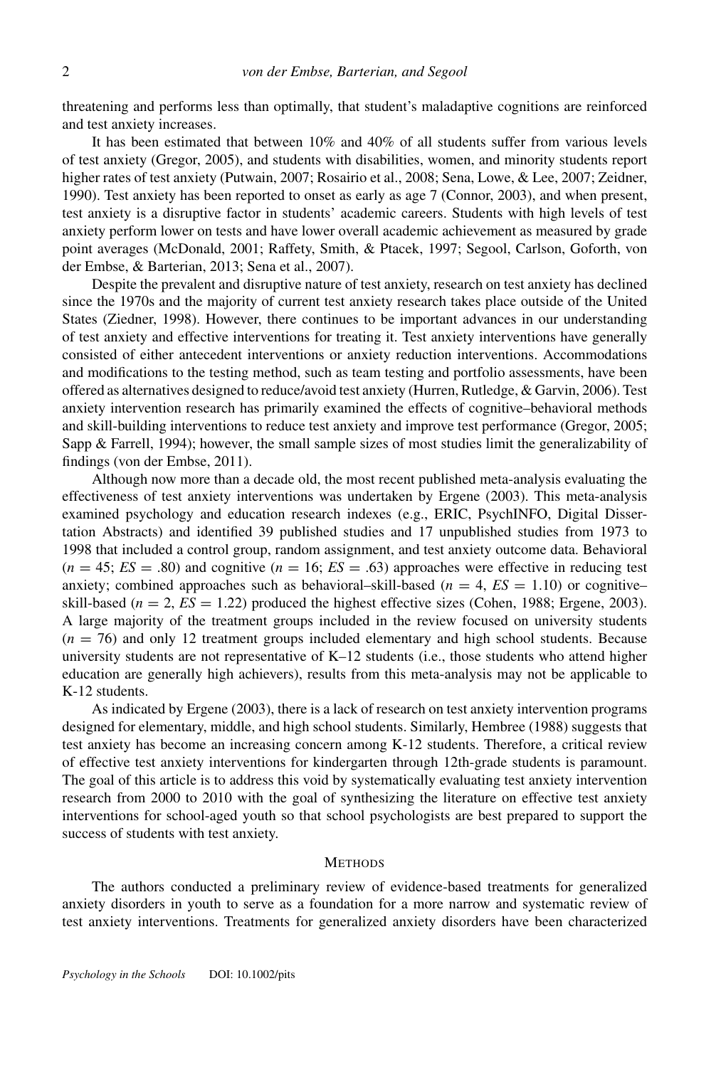threatening and performs less than optimally, that student's maladaptive cognitions are reinforced and test anxiety increases.

It has been estimated that between 10% and 40% of all students suffer from various levels of test anxiety (Gregor, 2005), and students with disabilities, women, and minority students report higher rates of test anxiety (Putwain, 2007; Rosairio et al., 2008; Sena, Lowe, & Lee, 2007; Zeidner, 1990). Test anxiety has been reported to onset as early as age 7 (Connor, 2003), and when present, test anxiety is a disruptive factor in students' academic careers. Students with high levels of test anxiety perform lower on tests and have lower overall academic achievement as measured by grade point averages (McDonald, 2001; Raffety, Smith, & Ptacek, 1997; Segool, Carlson, Goforth, von der Embse, & Barterian, 2013; Sena et al., 2007).

Despite the prevalent and disruptive nature of test anxiety, research on test anxiety has declined since the 1970s and the majority of current test anxiety research takes place outside of the United States (Ziedner, 1998). However, there continues to be important advances in our understanding of test anxiety and effective interventions for treating it. Test anxiety interventions have generally consisted of either antecedent interventions or anxiety reduction interventions. Accommodations and modifications to the testing method, such as team testing and portfolio assessments, have been offered as alternatives designed to reduce/avoid test anxiety (Hurren, Rutledge, & Garvin, 2006). Test anxiety intervention research has primarily examined the effects of cognitive–behavioral methods and skill-building interventions to reduce test anxiety and improve test performance (Gregor, 2005; Sapp & Farrell, 1994); however, the small sample sizes of most studies limit the generalizability of findings (von der Embse, 2011).

Although now more than a decade old, the most recent published meta-analysis evaluating the effectiveness of test anxiety interventions was undertaken by Ergene (2003). This meta-analysis examined psychology and education research indexes (e.g., ERIC, PsychINFO, Digital Dissertation Abstracts) and identified 39 published studies and 17 unpublished studies from 1973 to 1998 that included a control group, random assignment, and test anxiety outcome data. Behavioral ($n$ = 45; $ES$ = .80) and cognitive ($n$ = 16; $ES$ = .63) approaches were effective in reducing test anxiety; combined approaches such as behavioral–skill-based ($n$ = 4, $ES$ = 1.10) or cognitive–skill-based ($n$ = 2, $ES$ = 1.22) produced the highest effective sizes (Cohen, 1988; Ergene, 2003). A large majority of the treatment groups included in the review focused on university students ($n$ = 76) and only 12 treatment groups included elementary and high school students. Because university students are not representative of K–12 students (i.e., those students who attend higher education are generally high achievers), results from this meta-analysis may not be applicable to K-12 students.

As indicated by Ergene (2003), there is a lack of research on test anxiety intervention programs designed for elementary, middle, and high school students. Similarly, Hembree (1988) suggests that test anxiety has become an increasing concern among K-12 students. Therefore, a critical review of effective test anxiety interventions for kindergarten through 12th-grade students is paramount. The goal of this article is to address this void by systematically evaluating test anxiety intervention research from 2000 to 2010 with the goal of synthesizing the literature on effective test anxiety interventions for school-aged youth so that school psychologists are best prepared to support the success of students with test anxiety.

## METHODS

The authors conducted a preliminary review of evidence-based treatments for generalized anxiety disorders in youth to serve as a foundation for a more narrow and systematic review of test anxiety interventions. Treatments for generalized anxiety disorders have been characterized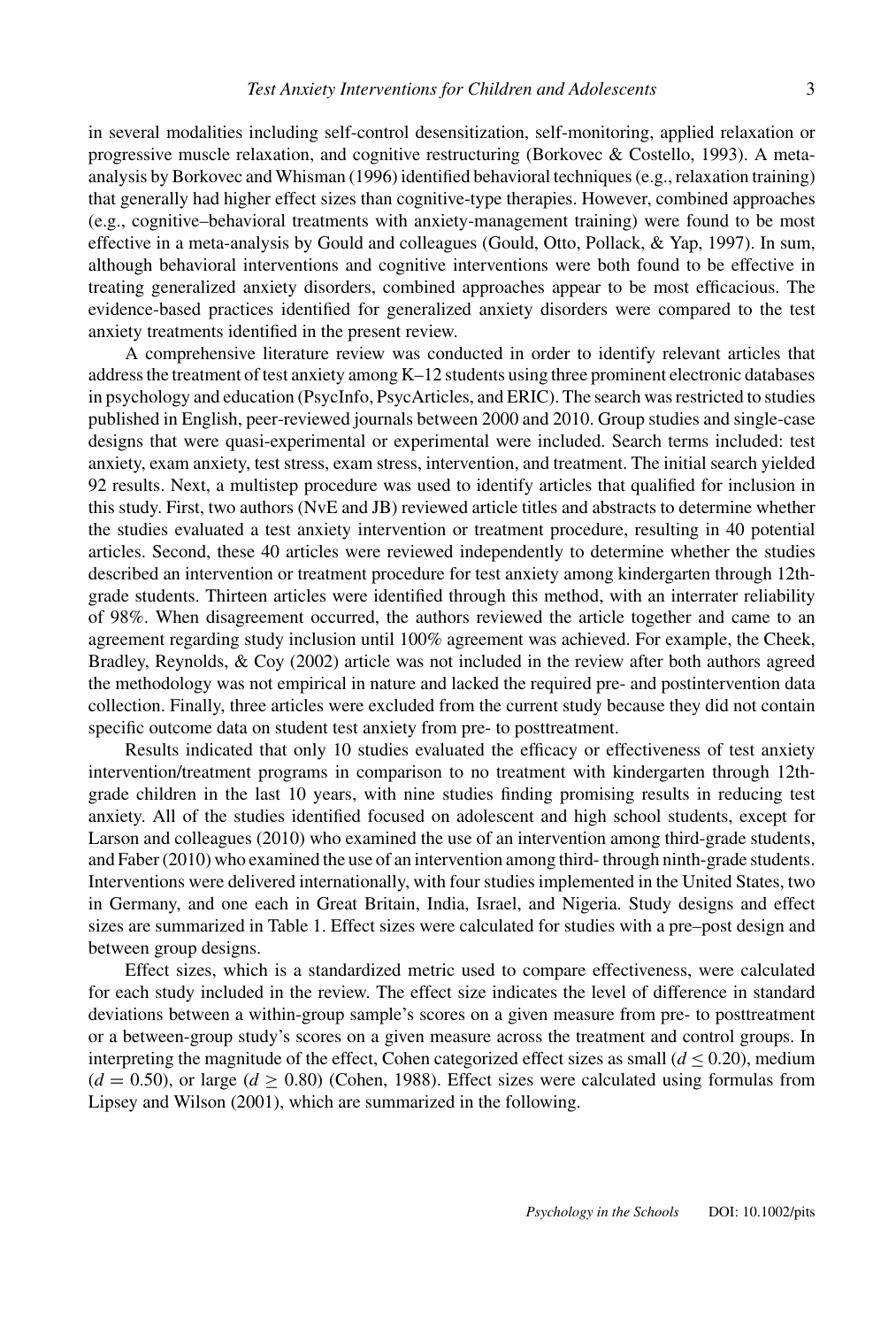in several modalities including self-control desensitization, self-monitoring, applied relaxation or progressive muscle relaxation, and cognitive restructuring (Borkovec & Costello, 1993). A meta-analysis by Borkovec and Whisman (1996) identified behavioral techniques (e.g., relaxation training) that generally had higher effect sizes than cognitive-type therapies. However, combined approaches (e.g., cognitive–behavioral treatments with anxiety-management training) were found to be most effective in a meta-analysis by Gould and colleagues (Gould, Otto, Pollack, & Yap, 1997). In sum, although behavioral interventions and cognitive interventions were both found to be effective in treating generalized anxiety disorders, combined approaches appear to be most efficacious. The evidence-based practices identified for generalized anxiety disorders were compared to the test anxiety treatments identified in the present review.

A comprehensive literature review was conducted in order to identify relevant articles that address the treatment of test anxiety among K–12 students using three prominent electronic databases in psychology and education (PsycInfo, PsycArticles, and ERIC). The search was restricted to studies published in English, peer-reviewed journals between 2000 and 2010. Group studies and single-case designs that were quasi-experimental or experimental were included. Search terms included: test anxiety, exam anxiety, test stress, exam stress, intervention, and treatment. The initial search yielded 92 results. Next, a multistep procedure was used to identify articles that qualified for inclusion in this study. First, two authors (NvE and JB) reviewed article titles and abstracts to determine whether the studies evaluated a test anxiety intervention or treatment procedure, resulting in 40 potential articles. Second, these 40 articles were reviewed independently to determine whether the studies described an intervention or treatment procedure for test anxiety among kindergarten through 12th-grade students. Thirteen articles were identified through this method, with an interrater reliability of 98%. When disagreement occurred, the authors reviewed the article together and came to an agreement regarding study inclusion until 100% agreement was achieved. For example, the Cheek, Bradley, Reynolds, & Coy (2002) article was not included in the review after both authors agreed the methodology was not empirical in nature and lacked the required pre- and postintervention data collection. Finally, three articles were excluded from the current study because they did not contain specific outcome data on student test anxiety from pre- to posttreatment.

Results indicated that only 10 studies evaluated the efficacy or effectiveness of test anxiety intervention/treatment programs in comparison to no treatment with kindergarten through 12th-grade children in the last 10 years, with nine studies finding promising results in reducing test anxiety. All of the studies identified focused on adolescent and high school students, except for Larson and colleagues (2010) who examined the use of an intervention among third-grade students, and Faber (2010) who examined the use of an intervention among third- through ninth-grade students. Interventions were delivered internationally, with four studies implemented in the United States, two in Germany, and one each in Great Britain, India, Israel, and Nigeria. Study designs and effect sizes are summarized in Table 1. Effect sizes were calculated for studies with a pre–post design and between group designs.

Effect sizes, which is a standardized metric used to compare effectiveness, were calculated for each study included in the review. The effect size indicates the level of difference in standard deviations between a within-group sample's scores on a given measure from pre- to posttreatment or a between-group study's scores on a given measure across the treatment and control groups. In interpreting the magnitude of the effect, Cohen categorized effect sizes as small ($d \leq 0.20$), medium ($d = 0.50$), or large ($d \geq 0.80$) (Cohen, 1988). Effect sizes were calculated using formulas from Lipsey and Wilson (2001), which are summarized in the following.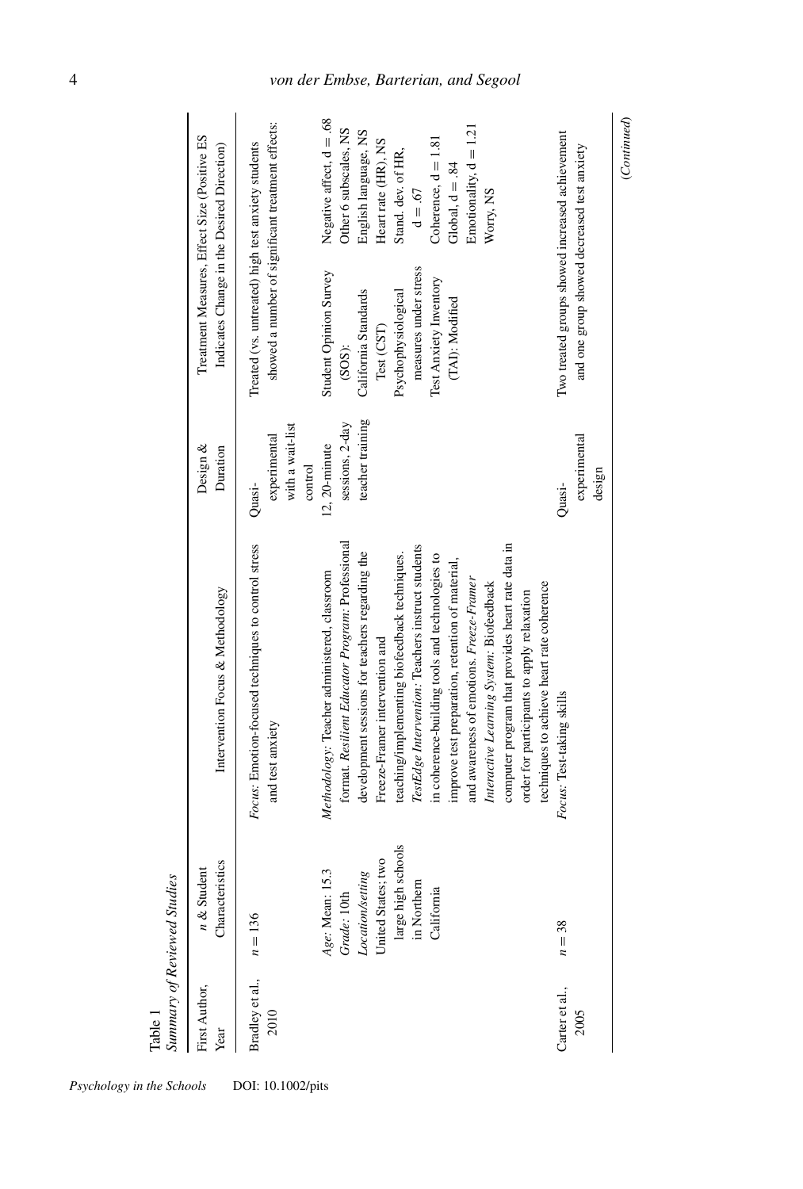Table 1
*Summary of Reviewed Studies*

| First Author, Year | *n* & Student Characteristics | Intervention Focus & Methodology | Design & Duration | Treatment Measures, Effect Size (Positive ES Indicates Change in the Desired Direction) | |
|---|---|---|---|---|---|
| Bradley et al., 2010 | $n = 136$ | *Focus*: Emotion-focused techniques to control stress and test anxiety | Quasi-experimental with a wait-list control | Treated (vs. untreated) high test anxiety students showed a number of significant treatment effects: | |
| | *Age*: Mean: 15.3<br>*Grade*: 10th<br>*Location/setting*<br>United States; two large high schools in Northern California | *Methodology*: Teacher administered, classroom format. *Resilient Educator Program*: Professional development sessions for teachers regarding the Freeze-Framer intervention and teaching/implementing biofeedback techniques. *TestEdge Intervention*: Teachers instruct students in coherence-building tools and technologies to improve test preparation, retention of material, and awareness of emotions. *Freeze-Framer Interactive Learning System*: Biofeedback computer program that provides heart rate data in order for participants to apply relaxation techniques to achieve heart rate coherence | 12, 20-minute sessions, 2-day teacher training | Student Opinion Survey (SOS):<br>California Standards Test (CST)<br>Psychophysiological measures under stress<br>Test Anxiety Inventory (TAI): Modified | Negative affect, d = .68<br>Other 6 subscales, NS<br>English language, NS<br>Heart rate (HR), NS<br>Stand. dev. of HR, d = .67<br>Coherence, d = 1.81<br>Global, d = .84<br>Emotionality, d = 1.21<br>Worry, NS |
| Carter et al., 2005 | $n = 38$ | *Focus*: Test-taking skills | Quasi-experimental design | Two treated groups showed increased achievement and one group showed decreased test anxiety | |

(*Continued*)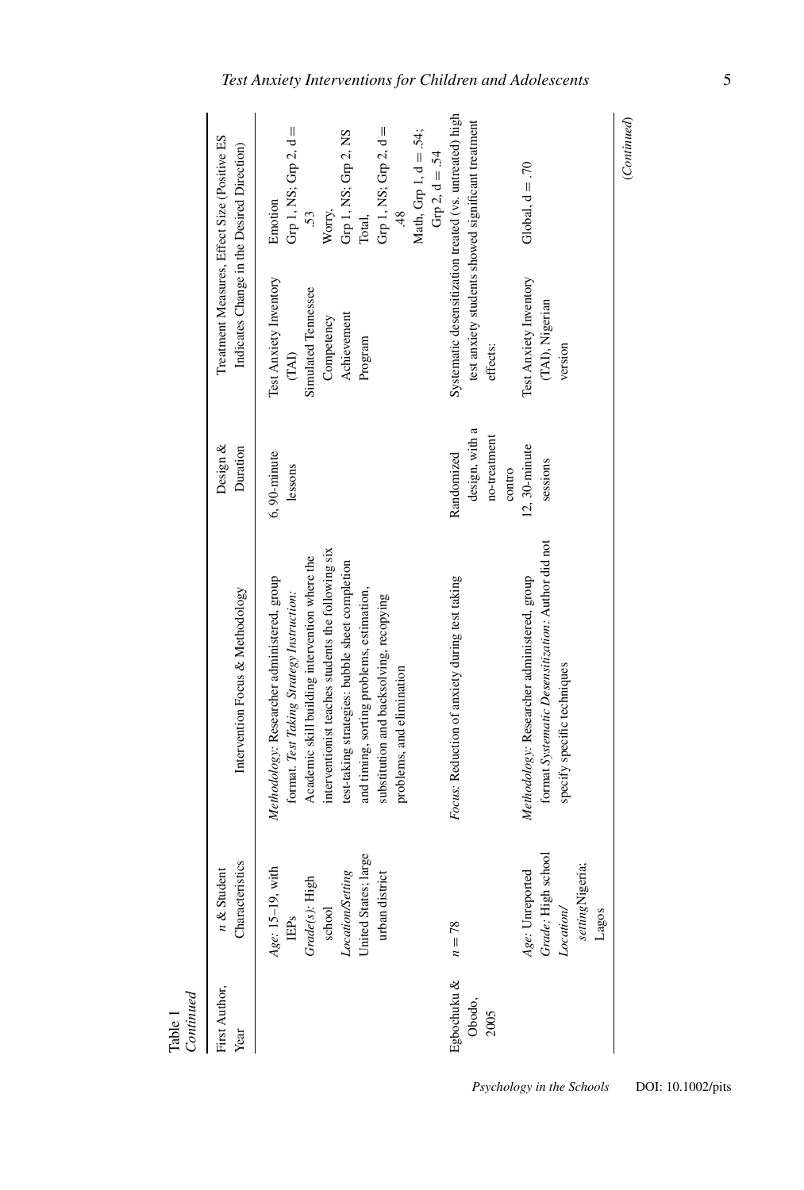Table 1
*Continued*

| First Author, Year | *n* & Student Characteristics | Intervention Focus & Methodology | Design & Duration | Treatment Measures, Effect Size (Positive ES Indicates Change in the Desired Direction) | |
|---|---|---|---|---|---|
| | *Age*: 15–19, with IEPs *Grade(s)*: High school *Location/Setting* United States; large urban district | *Methodology*: Researcher administered, group format. *Test Taking Strategy Instruction*: Academic skill building intervention where the interventionist teaches students the following six test-taking strategies: bubble sheet completion and timing, sorting problems, estimation, substitution and backsolving, recopying problems, and elimination | 6, 90-minute lessons | Test Anxiety Inventory (TAI) Simulated Tennessee Competency Achievement Program | Emotion Grp 1, NS; Grp 2, d = .53 Worry, Grp 1, NS; Grp 2, NS Total, Grp 1, NS; Grp 2, d = .48 Math, Grp 1, d = .54; Grp 2, d = .54 |
| Egbochuku & Obodo, 2005 | *n* = 78 | *Focus*: Reduction of anxiety during test taking | Randomized design, with a no-treatment contro | Systematic desensitization treated (vs. untreated) high test anxiety students showed significant treatment effects: | |
| | *Age*: Unreported *Grade*: High school *Location/ setting*Nigeria; Lagos | *Methodology*: Researcher administered, group format *Systematic Desensitization*: Author did not specify specific techniques | 12, 30-minute sessions | Test Anxiety Inventory (TAI), Nigerian version | Global, d = .70 |

(*Continued*)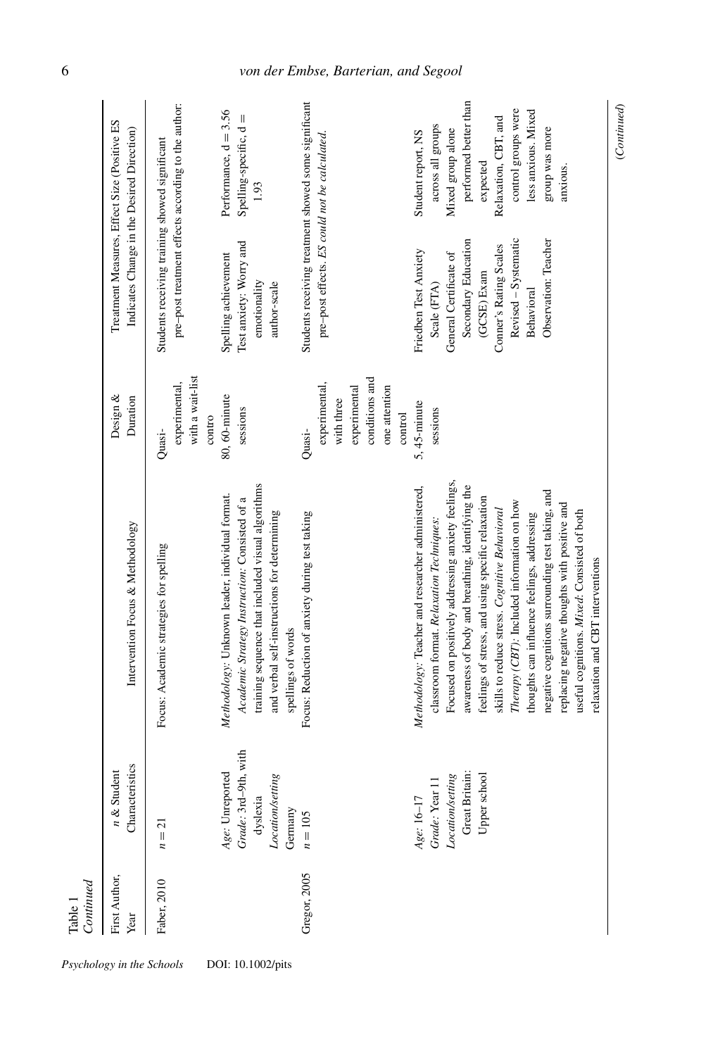Table 1
*Continued*

| First Author, Year | *n* & Student Characteristics | Intervention Focus & Methodology | Design & Duration | Treatment Measures, Effect Size (Positive ES Indicates Change in the Desired Direction) | |
|---|---|---|---|---|---|
| Faber, 2010 | *n* = 21 | Focus: Academic strategies for spelling | Quasi-experimental, with a wait-list contro | Students receiving training showed significant pre–post treatment effects according to the author: | |
| | *Age*: Unreported *Grade*: 3rd–9th, with dyslexia *Location/setting* Germany | *Methodology*: Unknown leader, individual format. *Academic Strategy Instruction*: Consisted of a training sequence that included visual algorithms and verbal self-instructions for determining spellings of words | 80, 60-minute sessions | Spelling achievement Test anxiety: Worry and emotionality author-scale | Performance, d = 3.56 Spelling-specific, d = 1.93 |
| Gregor, 2005 | *n* = 105 | Focus: Reduction of anxiety during test taking | Quasi-experimental, with three experimental conditions and one attention control | Students receiving treatment showed some significant pre–post effects. *ES could not be calculated.* | |
| | *Age*: 16–17 *Grade*: Year 11 *Location/setting* Great Britain: Upper school | *Methodology*: Teacher and researcher administered, classroom format. *Relaxation Techniques*: Focused on positively addressing anxiety feelings, awareness of body and breathing, identifying the feelings of stress, and using specific relaxation skills to reduce stress. *Cognitive Behavioral Therapy (CBT)*: Included information on how thoughts can influence feelings, addressing negative cognitions surrounding test taking, and replacing negative thoughts with positive and useful cognitions. *Mixed*: Consisted of both relaxation and CBT interventions | 5, 45-minute sessions | Friedben Test Anxiety Scale (FTA) General Certificate of Secondary Education (GCSE) Exam Conner's Rating Scales Revised – Systematic Behavioral Observation: Teacher | Student report, NS across all groups Mixed group alone performed better than expected Relaxation, CBT, and control groups were less anxious. Mixed group was more anxious. |

(*Continued*)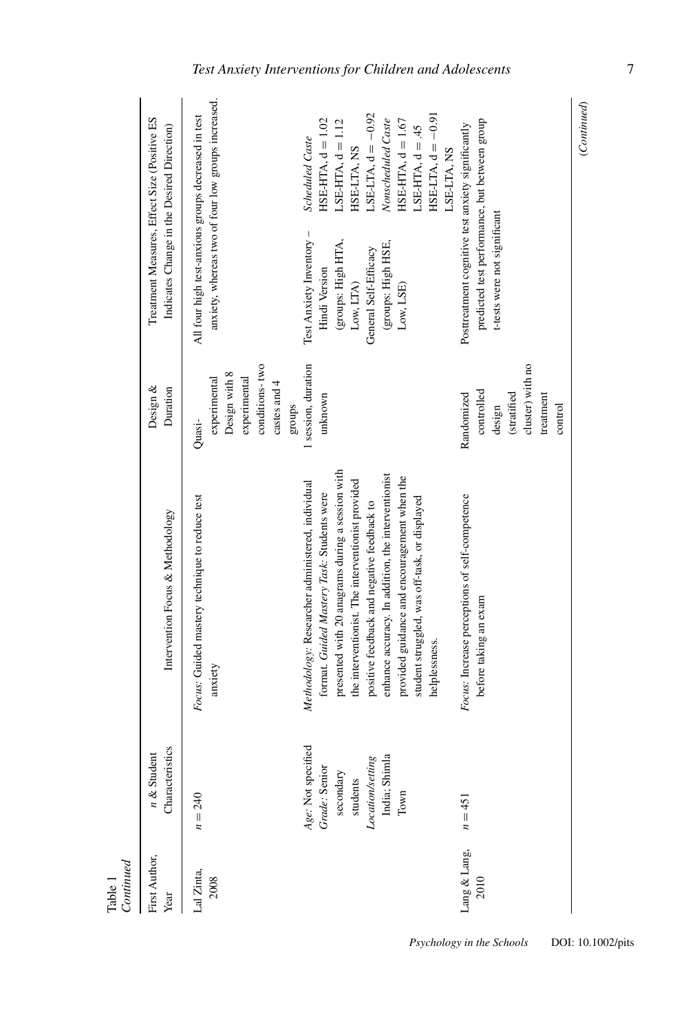Table 1
*Continued*

| First Author, Year | *n* & Student Characteristics | Intervention Focus & Methodology | Design & Duration | Treatment Measures, Effect Size (Positive ES Indicates Change in the Desired Direction) | |
|---|---|---|---|---|---|
| Lal Zinta, 2008 | *n* = 240 | *Focus*: Guided mastery technique to reduce test anxiety | Quasi-experimental Design with 8 experimental conditions- two castes and 4 groups | All four high test-anxious groups decreased in test anxiety, whereas two of four low groups increased. | |
| | *Age*: Not specified *Grade*: Senior secondary students *Location/setting* India; Shimla Town | *Methodology*: Researcher administered, individual format. *Guided Mastery Task*: Students were presented with 20 anagrams during a session with the interventionist. The interventionist provided positive feedback and negative feedback to enhance accuracy. In addition, the interventionist provided guidance and encouragement when the student struggled, was off-task, or displayed helplessness. | 1 session, duration unknown | Test Anxiety Inventory – Hindi Version (groups: High HTA, Low, LTA) General Self-Efficacy (groups: High HSE, Low, LSE) | *Scheduled Caste* HSE-HTA, d = 1.02 LSE-HTA, d = 1.12 HSE-LTA, NS LSE-LTA, d = −0.92 *Nonscheduled Caste* HSE-HTA, d = 1.67 LSE-HTA, d = .45 HSE-LTA, d = −0.91 LSE-LTA, NS |
| Lang & Lang, 2010 | *n* = 451 | *Focus*: Increase perceptions of self-competence before taking an exam | Randomized controlled design (stratified cluster) with no treatment control | Posttreatment cognitive test anxiety significantly predicted test performance, but between group t-tests were not significant | |

(*Continued*)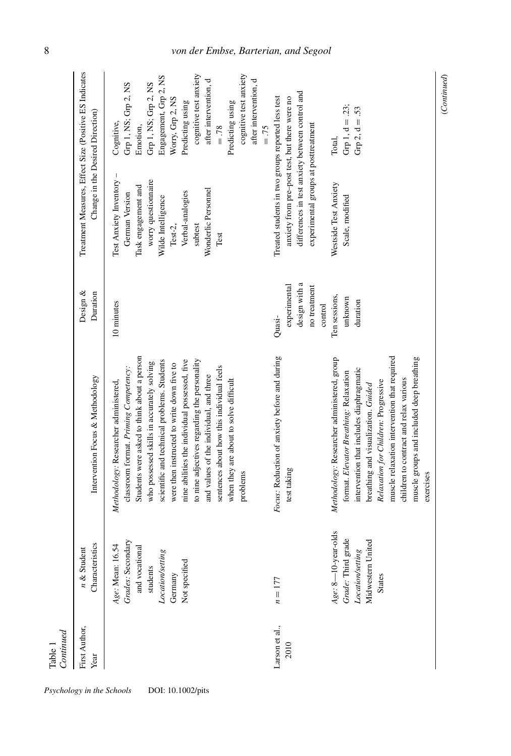Table 1
*Continued*

| First Author, Year | *n* & Student Characteristics | Intervention Focus & Methodology | Design & Duration | Treatment Measures, Effect Size (Positive ES Indicates Change in the Desired Direction) | |
|---|---|---|---|---|---|
| | *Age*: Mean: 16.54<br>*Grades*: Secondary and vocational students<br>*Location/setting*<br>Germany<br>Not specified | *Methodology*: Researcher administered, classroom format. *Priming Competency*: Students were asked to think about a person who possessed skills in accurately solving scientific and technical problems. Students were then instructed to write down five to nine abilities the individual possessed, five to nine adjectives regarding the personality and values of the individual, and three sentences about how this individual feels when they are about to solve difficult problems | 10 minutes | Test Anxiety Inventory – German Version<br>Task engagement and worry questionnaire<br>Wilde Intelligence Test-2, Verbal-analogies subtest<br>Wonderlic Personnel Test | Cognitive, Grp 1, NS; Grp 2, NS<br>Emotion, Grp 1, NS; Grp 2, NS<br>Engagement, Grp 2, NS<br>Worry, Grp 2, NS<br>Predicting using cognitive test anxiety after intervention, d = .78<br>Predicting using cognitive test anxiety after intervention, d = .75 |
| Larson et al., 2010 | $n = 177$ | *Focus*: Reduction of anxiety before and during test taking | Quasi-experimental design with a no treatment control | Treated students in two groups reported less test anxiety from pre–post test, but there were no differences in test anxiety between control and experimental groups at posttreatment | |
| | *Age*: 8—10-year-olds<br>*Grade*: Third grade<br>*Location/setting*<br>Midwestern United States | *Methodology*: Researcher administered, group format. *Elevator Breathing*: Relaxation intervention that includes diaphragmatic breathing and visualization. *Guided Relaxation for Children*: Progressive muscle relaxation intervention that required children to contract and relax various muscle groups and included deep breathing exercises | Ten sessions, unknown duration | Westside Test Anxiety Scale, modified | Total, Grp 1, d = .23; Grp 2, d = .53 |

(*Continued*)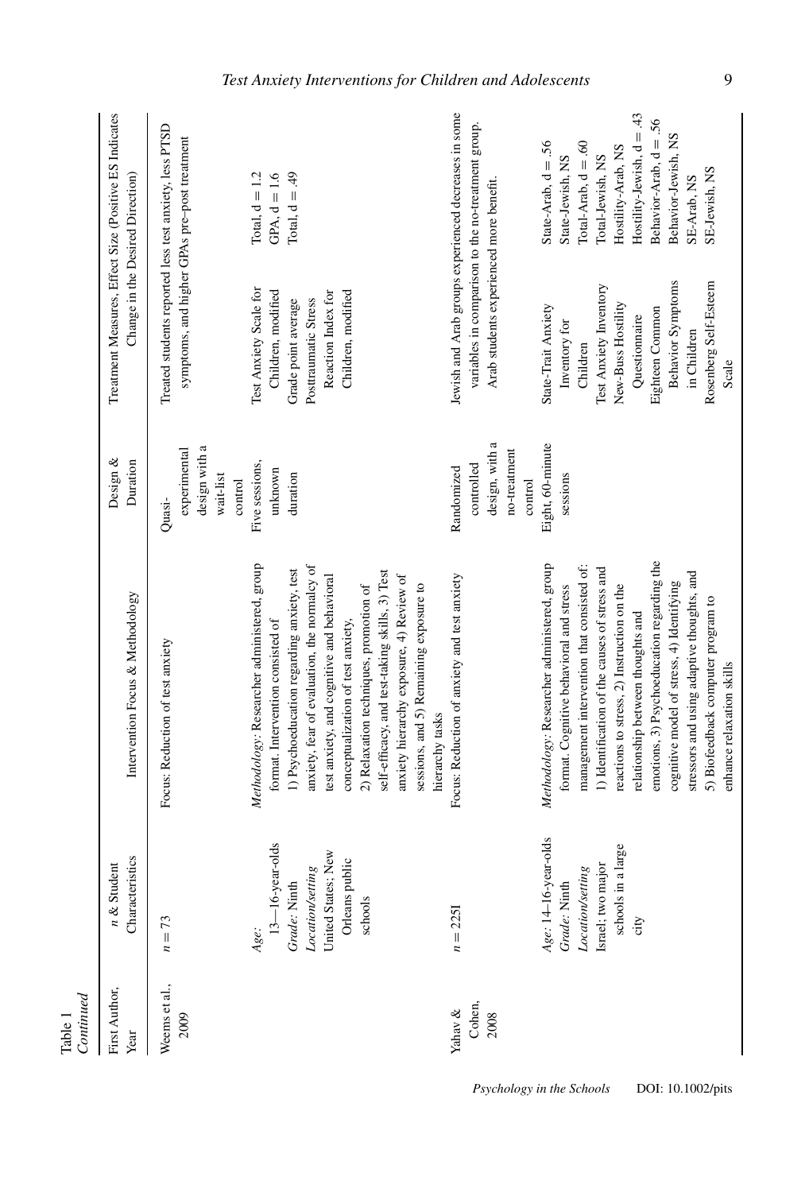Table 1
*Continued*

| First Author, Year | *n* & Student Characteristics | Intervention Focus & Methodology | Design & Duration | Treatment Measures, Effect Size (Positive ES Indicates Change in the Desired Direction) | |
|---|---|---|---|---|---|
| Weems et al., 2009 | *n* = 73 | Focus: Reduction of test anxiety | Quasi-experimental design with a wait-list control | Treated students reported less test anxiety, less PTSD symptoms, and higher GPAs pre–post treatment | |
| | *Age:* 13—16-year-olds<br>*Grade:* Ninth<br>*Location/setting* United States; New Orleans public schools | *Methodology:* Researcher administered, group format. Intervention consisted of 1) Psychoeducation regarding anxiety, test anxiety, fear of evaluation, the normalcy of test anxiety, and cognitive and behavioral conceptualization of test anxiety, 2) Relaxation techniques, promotion of self-efficacy, and test-taking skills, 3) Test anxiety hierarchy exposure, 4) Review of sessions, and 5) Remaining exposure to hierarchy tasks | Five sessions, unknown duration | Test Anxiety Scale for Children, modified<br>Grade point average<br>Posttraumatic Stress Reaction Index for Children, modified | Total, d = 1.2<br>GPA, d = 1.6<br>Total, d = .49 |
| Yahav & Cohen, 2008 | *n* = 2251 | Focus: Reduction of anxiety and test anxiety | Randomized controlled design, with a no-treatment control | Jewish and Arab groups experienced decreases in some variables in comparison to the no-treatment group. Arab students experienced more benefit. | |
| | *Age:* 14–16-year-olds<br>*Grade:* Ninth<br>*Location/setting* Israel; two major schools in a large city | *Methodology:* Researcher administered, group format. Cognitive behavioral and stress management intervention that consisted of: 1) Identification of the causes of stress and reactions to stress, 2) Instruction on the relationship between thoughts and emotions, 3) Psychoeducation regarding the cognitive model of stress, 4) Identifying stressors and using adaptive thoughts, and 5) Biofeedback computer program to enhance relaxation skills | Eight, 60-minute sessions | State-Trait Anxiety Inventory for Children<br>Test Anxiety Inventory<br>New-Buss Hostility Questionnaire<br>Eighteen Common Behavior Symptoms in Children<br>Rosenberg Self-Esteem Scale | State-Arab, d = .56<br>State-Jewish, NS<br>Total-Arab, d = .60<br>Total-Jewish, NS<br>Hostility-Arab, NS<br>Hostility-Jewish, d = .43<br>Behavior-Arab, d = .56<br>Behavior-Jewish, NS<br>SE-Arab, NS<br>SE-Jewish, NS |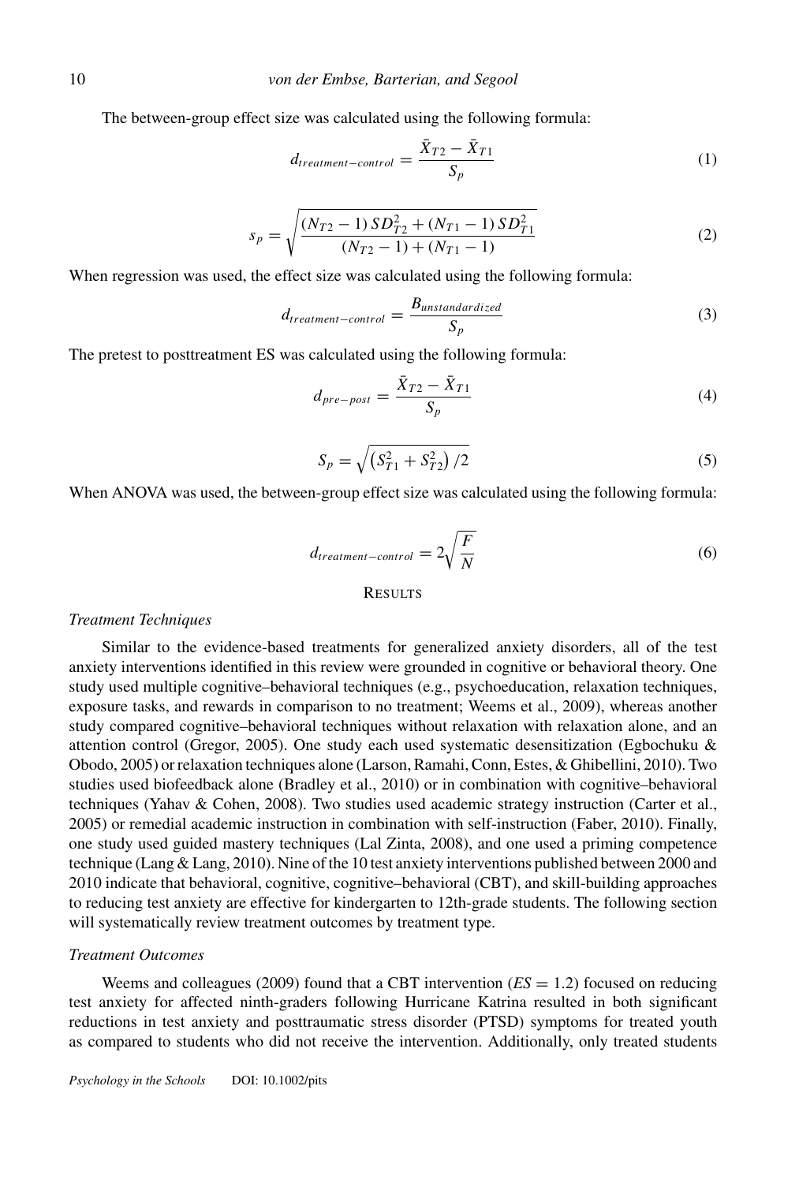The between-group effect size was calculated using the following formula:

$$d_{treatment-control} = \frac{\bar{X}_{T2} - \bar{X}_{T1}}{S_p} \tag{1}$$

$$s_p = \sqrt{\frac{(N_{T2} - 1) \, SD_{T2}^2 + (N_{T1} - 1) \, SD_{T1}^2}{(N_{T2} - 1) + (N_{T1} - 1)}} \tag{2}$$

When regression was used, the effect size was calculated using the following formula:

$$d_{treatment-control} = \frac{B_{unstandardized}}{S_p} \tag{3}$$

The pretest to posttreatment ES was calculated using the following formula:

$$d_{pre-post} = \frac{\bar{X}_{T2} - \bar{X}_{T1}}{S_p} \tag{4}$$

$$S_p = \sqrt{\left(S_{T1}^2 + S_{T2}^2\right)/2} \tag{5}$$

When ANOVA was used, the between-group effect size was calculated using the following formula:

$$d_{treatment-control} = 2\sqrt{\frac{F}{N}} \tag{6}$$

## Results

### *Treatment Techniques*

Similar to the evidence-based treatments for generalized anxiety disorders, all of the test anxiety interventions identified in this review were grounded in cognitive or behavioral theory. One study used multiple cognitive–behavioral techniques (e.g., psychoeducation, relaxation techniques, exposure tasks, and rewards in comparison to no treatment; Weems et al., 2009), whereas another study compared cognitive–behavioral techniques without relaxation with relaxation alone, and an attention control (Gregor, 2005). One study each used systematic desensitization (Egbochuku & Obodo, 2005) or relaxation techniques alone (Larson, Ramahi, Conn, Estes, & Ghibellini, 2010). Two studies used biofeedback alone (Bradley et al., 2010) or in combination with cognitive–behavioral techniques (Yahav & Cohen, 2008). Two studies used academic strategy instruction (Carter et al., 2005) or remedial academic instruction in combination with self-instruction (Faber, 2010). Finally, one study used guided mastery techniques (Lal Zinta, 2008), and one used a priming competence technique (Lang & Lang, 2010). Nine of the 10 test anxiety interventions published between 2000 and 2010 indicate that behavioral, cognitive, cognitive–behavioral (CBT), and skill-building approaches to reducing test anxiety are effective for kindergarten to 12th-grade students. The following section will systematically review treatment outcomes by treatment type.

### *Treatment Outcomes*

Weems and colleagues (2009) found that a CBT intervention ($ES = 1.2$) focused on reducing test anxiety for affected ninth-graders following Hurricane Katrina resulted in both significant reductions in test anxiety and posttraumatic stress disorder (PTSD) symptoms for treated youth as compared to students who did not receive the intervention. Additionally, only treated students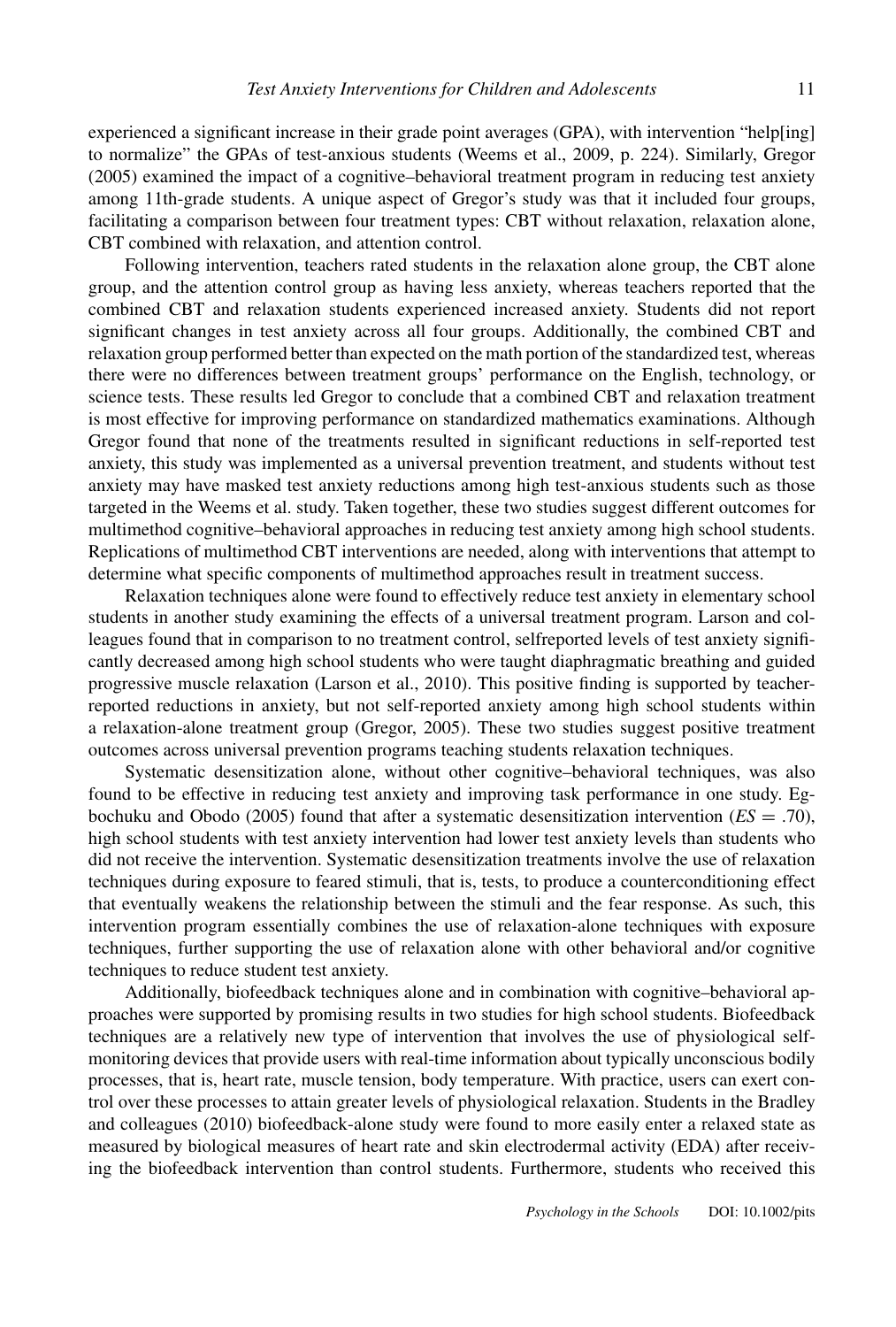experienced a significant increase in their grade point averages (GPA), with intervention "help[ing] to normalize" the GPAs of test-anxious students (Weems et al., 2009, p. 224). Similarly, Gregor (2005) examined the impact of a cognitive–behavioral treatment program in reducing test anxiety among 11th-grade students. A unique aspect of Gregor's study was that it included four groups, facilitating a comparison between four treatment types: CBT without relaxation, relaxation alone, CBT combined with relaxation, and attention control.

Following intervention, teachers rated students in the relaxation alone group, the CBT alone group, and the attention control group as having less anxiety, whereas teachers reported that the combined CBT and relaxation students experienced increased anxiety. Students did not report significant changes in test anxiety across all four groups. Additionally, the combined CBT and relaxation group performed better than expected on the math portion of the standardized test, whereas there were no differences between treatment groups' performance on the English, technology, or science tests. These results led Gregor to conclude that a combined CBT and relaxation treatment is most effective for improving performance on standardized mathematics examinations. Although Gregor found that none of the treatments resulted in significant reductions in self-reported test anxiety, this study was implemented as a universal prevention treatment, and students without test anxiety may have masked test anxiety reductions among high test-anxious students such as those targeted in the Weems et al. study. Taken together, these two studies suggest different outcomes for multimethod cognitive–behavioral approaches in reducing test anxiety among high school students. Replications of multimethod CBT interventions are needed, along with interventions that attempt to determine what specific components of multimethod approaches result in treatment success.

Relaxation techniques alone were found to effectively reduce test anxiety in elementary school students in another study examining the effects of a universal treatment program. Larson and colleagues found that in comparison to no treatment control, selfreported levels of test anxiety significantly decreased among high school students who were taught diaphragmatic breathing and guided progressive muscle relaxation (Larson et al., 2010). This positive finding is supported by teacher-reported reductions in anxiety, but not self-reported anxiety among high school students within a relaxation-alone treatment group (Gregor, 2005). These two studies suggest positive treatment outcomes across universal prevention programs teaching students relaxation techniques.

Systematic desensitization alone, without other cognitive–behavioral techniques, was also found to be effective in reducing test anxiety and improving task performance in one study. Egbochuku and Obodo (2005) found that after a systematic desensitization intervention (*ES* = .70), high school students with test anxiety intervention had lower test anxiety levels than students who did not receive the intervention. Systematic desensitization treatments involve the use of relaxation techniques during exposure to feared stimuli, that is, tests, to produce a counterconditioning effect that eventually weakens the relationship between the stimuli and the fear response. As such, this intervention program essentially combines the use of relaxation-alone techniques with exposure techniques, further supporting the use of relaxation alone with other behavioral and/or cognitive techniques to reduce student test anxiety.

Additionally, biofeedback techniques alone and in combination with cognitive–behavioral approaches were supported by promising results in two studies for high school students. Biofeedback techniques are a relatively new type of intervention that involves the use of physiological self-monitoring devices that provide users with real-time information about typically unconscious bodily processes, that is, heart rate, muscle tension, body temperature. With practice, users can exert control over these processes to attain greater levels of physiological relaxation. Students in the Bradley and colleagues (2010) biofeedback-alone study were found to more easily enter a relaxed state as measured by biological measures of heart rate and skin electrodermal activity (EDA) after receiving the biofeedback intervention than control students. Furthermore, students who received this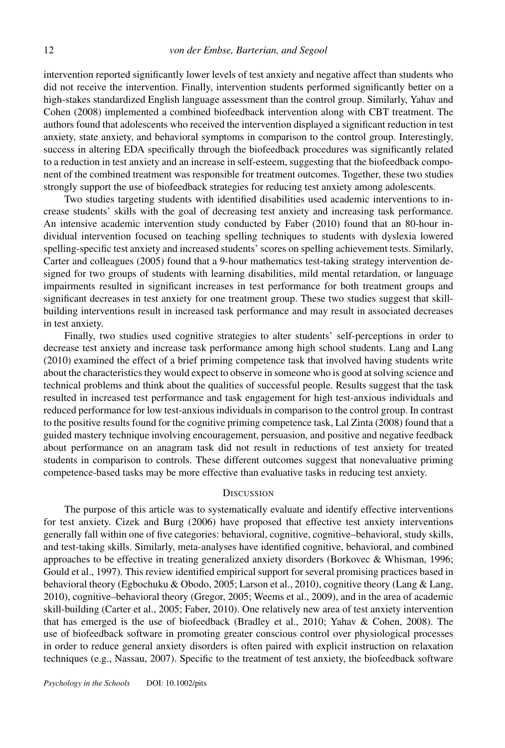intervention reported significantly lower levels of test anxiety and negative affect than students who did not receive the intervention. Finally, intervention students performed significantly better on a high-stakes standardized English language assessment than the control group. Similarly, Yahav and Cohen (2008) implemented a combined biofeedback intervention along with CBT treatment. The authors found that adolescents who received the intervention displayed a significant reduction in test anxiety, state anxiety, and behavioral symptoms in comparison to the control group. Interestingly, success in altering EDA specifically through the biofeedback procedures was significantly related to a reduction in test anxiety and an increase in self-esteem, suggesting that the biofeedback component of the combined treatment was responsible for treatment outcomes. Together, these two studies strongly support the use of biofeedback strategies for reducing test anxiety among adolescents.

Two studies targeting students with identified disabilities used academic interventions to increase students' skills with the goal of decreasing test anxiety and increasing task performance. An intensive academic intervention study conducted by Faber (2010) found that an 80-hour individual intervention focused on teaching spelling techniques to students with dyslexia lowered spelling-specific test anxiety and increased students' scores on spelling achievement tests. Similarly, Carter and colleagues (2005) found that a 9-hour mathematics test-taking strategy intervention designed for two groups of students with learning disabilities, mild mental retardation, or language impairments resulted in significant increases in test performance for both treatment groups and significant decreases in test anxiety for one treatment group. These two studies suggest that skill-building interventions result in increased task performance and may result in associated decreases in test anxiety.

Finally, two studies used cognitive strategies to alter students' self-perceptions in order to decrease test anxiety and increase task performance among high school students. Lang and Lang (2010) examined the effect of a brief priming competence task that involved having students write about the characteristics they would expect to observe in someone who is good at solving science and technical problems and think about the qualities of successful people. Results suggest that the task resulted in increased test performance and task engagement for high test-anxious individuals and reduced performance for low test-anxious individuals in comparison to the control group. In contrast to the positive results found for the cognitive priming competence task, Lal Zinta (2008) found that a guided mastery technique involving encouragement, persuasion, and positive and negative feedback about performance on an anagram task did not result in reductions of test anxiety for treated students in comparison to controls. These different outcomes suggest that nonevaluative priming competence-based tasks may be more effective than evaluative tasks in reducing test anxiety.

## Discussion

The purpose of this article was to systematically evaluate and identify effective interventions for test anxiety. Cizek and Burg (2006) have proposed that effective test anxiety interventions generally fall within one of five categories: behavioral, cognitive, cognitive–behavioral, study skills, and test-taking skills. Similarly, meta-analyses have identified cognitive, behavioral, and combined approaches to be effective in treating generalized anxiety disorders (Borkovec & Whisman, 1996; Gould et al., 1997). This review identified empirical support for several promising practices based in behavioral theory (Egbochuku & Obodo, 2005; Larson et al., 2010), cognitive theory (Lang & Lang, 2010), cognitive–behavioral theory (Gregor, 2005; Weems et al., 2009), and in the area of academic skill-building (Carter et al., 2005; Faber, 2010). One relatively new area of test anxiety intervention that has emerged is the use of biofeedback (Bradley et al., 2010; Yahav & Cohen, 2008). The use of biofeedback software in promoting greater conscious control over physiological processes in order to reduce general anxiety disorders is often paired with explicit instruction on relaxation techniques (e.g., Nassau, 2007). Specific to the treatment of test anxiety, the biofeedback software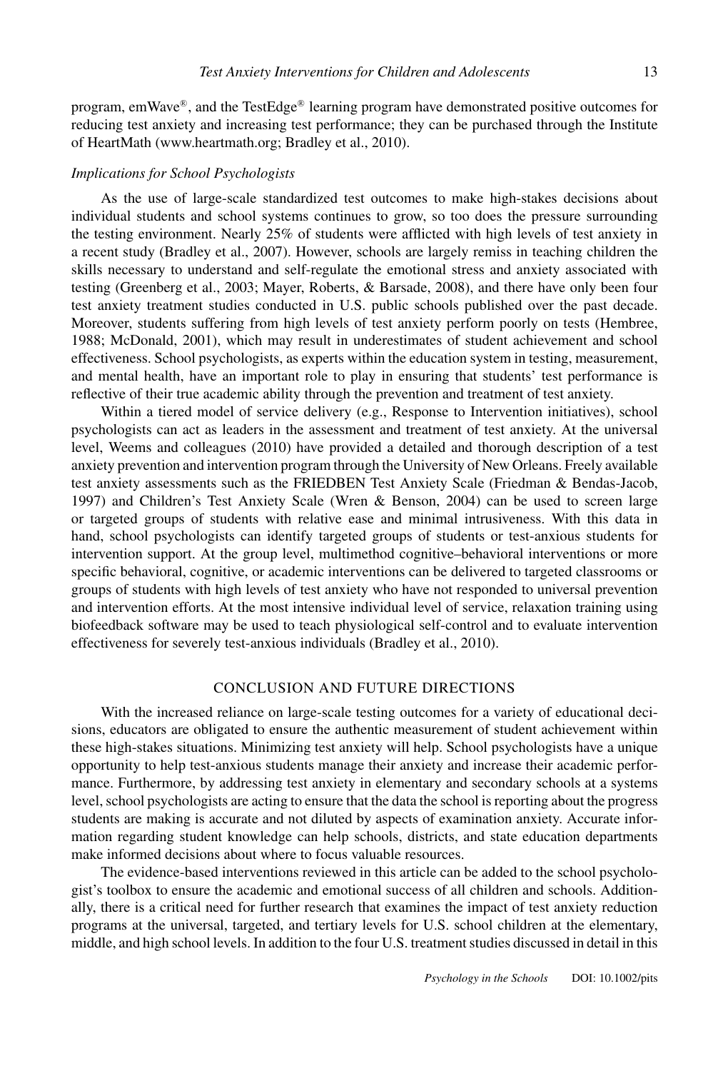program, emWave®, and the TestEdge® learning program have demonstrated positive outcomes for reducing test anxiety and increasing test performance; they can be purchased through the Institute of HeartMath (www.heartmath.org; Bradley et al., 2010).

### *Implications for School Psychologists*

As the use of large-scale standardized test outcomes to make high-stakes decisions about individual students and school systems continues to grow, so too does the pressure surrounding the testing environment. Nearly 25% of students were afflicted with high levels of test anxiety in a recent study (Bradley et al., 2007). However, schools are largely remiss in teaching children the skills necessary to understand and self-regulate the emotional stress and anxiety associated with testing (Greenberg et al., 2003; Mayer, Roberts, & Barsade, 2008), and there have only been four test anxiety treatment studies conducted in U.S. public schools published over the past decade. Moreover, students suffering from high levels of test anxiety perform poorly on tests (Hembree, 1988; McDonald, 2001), which may result in underestimates of student achievement and school effectiveness. School psychologists, as experts within the education system in testing, measurement, and mental health, have an important role to play in ensuring that students' test performance is reflective of their true academic ability through the prevention and treatment of test anxiety.

Within a tiered model of service delivery (e.g., Response to Intervention initiatives), school psychologists can act as leaders in the assessment and treatment of test anxiety. At the universal level, Weems and colleagues (2010) have provided a detailed and thorough description of a test anxiety prevention and intervention program through the University of New Orleans. Freely available test anxiety assessments such as the FRIEDBEN Test Anxiety Scale (Friedman & Bendas-Jacob, 1997) and Children's Test Anxiety Scale (Wren & Benson, 2004) can be used to screen large or targeted groups of students with relative ease and minimal intrusiveness. With this data in hand, school psychologists can identify targeted groups of students or test-anxious students for intervention support. At the group level, multimethod cognitive–behavioral interventions or more specific behavioral, cognitive, or academic interventions can be delivered to targeted classrooms or groups of students with high levels of test anxiety who have not responded to universal prevention and intervention efforts. At the most intensive individual level of service, relaxation training using biofeedback software may be used to teach physiological self-control and to evaluate intervention effectiveness for severely test-anxious individuals (Bradley et al., 2010).

## CONCLUSION AND FUTURE DIRECTIONS

With the increased reliance on large-scale testing outcomes for a variety of educational decisions, educators are obligated to ensure the authentic measurement of student achievement within these high-stakes situations. Minimizing test anxiety will help. School psychologists have a unique opportunity to help test-anxious students manage their anxiety and increase their academic performance. Furthermore, by addressing test anxiety in elementary and secondary schools at a systems level, school psychologists are acting to ensure that the data the school is reporting about the progress students are making is accurate and not diluted by aspects of examination anxiety. Accurate information regarding student knowledge can help schools, districts, and state education departments make informed decisions about where to focus valuable resources.

The evidence-based interventions reviewed in this article can be added to the school psychologist's toolbox to ensure the academic and emotional success of all children and schools. Additionally, there is a critical need for further research that examines the impact of test anxiety reduction programs at the universal, targeted, and tertiary levels for U.S. school children at the elementary, middle, and high school levels. In addition to the four U.S. treatment studies discussed in detail in this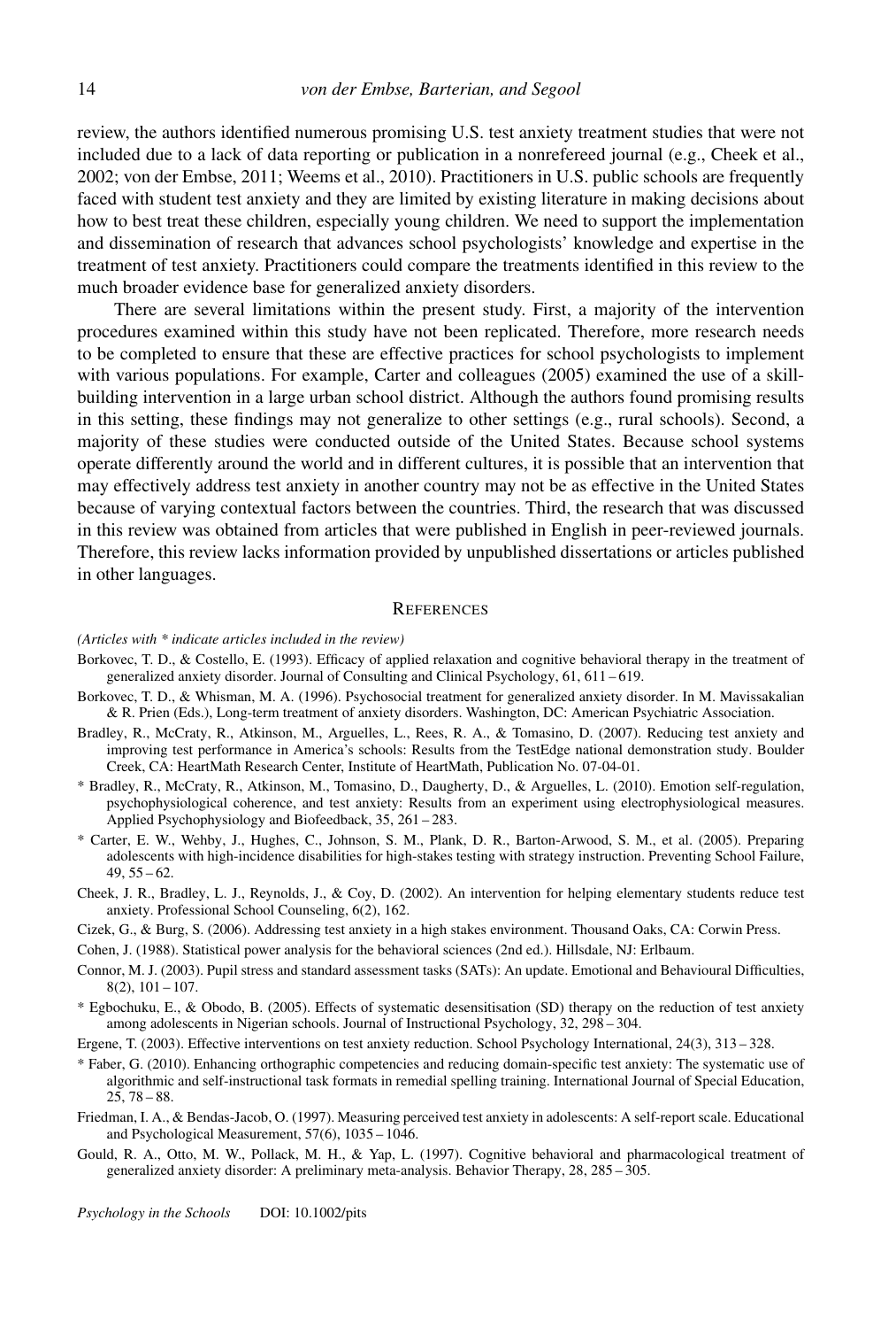review, the authors identified numerous promising U.S. test anxiety treatment studies that were not included due to a lack of data reporting or publication in a nonrefereed journal (e.g., Cheek et al., 2002; von der Embse, 2011; Weems et al., 2010). Practitioners in U.S. public schools are frequently faced with student test anxiety and they are limited by existing literature in making decisions about how to best treat these children, especially young children. We need to support the implementation and dissemination of research that advances school psychologists' knowledge and expertise in the treatment of test anxiety. Practitioners could compare the treatments identified in this review to the much broader evidence base for generalized anxiety disorders.

There are several limitations within the present study. First, a majority of the intervention procedures examined within this study have not been replicated. Therefore, more research needs to be completed to ensure that these are effective practices for school psychologists to implement with various populations. For example, Carter and colleagues (2005) examined the use of a skill-building intervention in a large urban school district. Although the authors found promising results in this setting, these findings may not generalize to other settings (e.g., rural schools). Second, a majority of these studies were conducted outside of the United States. Because school systems operate differently around the world and in different cultures, it is possible that an intervention that may effectively address test anxiety in another country may not be as effective in the United States because of varying contextual factors between the countries. Third, the research that was discussed in this review was obtained from articles that were published in English in peer-reviewed journals. Therefore, this review lacks information provided by unpublished dissertations or articles published in other languages.

## REFERENCES

*(Articles with * indicate articles included in the review)*

Borkovec, T. D., & Costello, E. (1993). Efficacy of applied relaxation and cognitive behavioral therapy in the treatment of generalized anxiety disorder. Journal of Consulting and Clinical Psychology, 61, 611 – 619.

Borkovec, T. D., & Whisman, M. A. (1996). Psychosocial treatment for generalized anxiety disorder. In M. Mavissakalian & R. Prien (Eds.), Long-term treatment of anxiety disorders. Washington, DC: American Psychiatric Association.

Bradley, R., McCraty, R., Atkinson, M., Arguelles, L., Rees, R. A., & Tomasino, D. (2007). Reducing test anxiety and improving test performance in America's schools: Results from the TestEdge national demonstration study. Boulder Creek, CA: HeartMath Research Center, Institute of HeartMath, Publication No. 07-04-01.

\* Bradley, R., McCraty, R., Atkinson, M., Tomasino, D., Daugherty, D., & Arguelles, L. (2010). Emotion self-regulation, psychophysiological coherence, and test anxiety: Results from an experiment using electrophysiological measures. Applied Psychophysiology and Biofeedback, 35, 261 – 283.

\* Carter, E. W., Wehby, J., Hughes, C., Johnson, S. M., Plank, D. R., Barton-Arwood, S. M., et al. (2005). Preparing adolescents with high-incidence disabilities for high-stakes testing with strategy instruction. Preventing School Failure, 49, 55 – 62.

Cheek, J. R., Bradley, L. J., Reynolds, J., & Coy, D. (2002). An intervention for helping elementary students reduce test anxiety. Professional School Counseling, 6(2), 162.

Cizek, G., & Burg, S. (2006). Addressing test anxiety in a high stakes environment. Thousand Oaks, CA: Corwin Press.

Cohen, J. (1988). Statistical power analysis for the behavioral sciences (2nd ed.). Hillsdale, NJ: Erlbaum.

Connor, M. J. (2003). Pupil stress and standard assessment tasks (SATs): An update. Emotional and Behavioural Difficulties, 8(2), 101 – 107.

\* Egbochuku, E., & Obodo, B. (2005). Effects of systematic desensitisation (SD) therapy on the reduction of test anxiety among adolescents in Nigerian schools. Journal of Instructional Psychology, 32, 298 – 304.

Ergene, T. (2003). Effective interventions on test anxiety reduction. School Psychology International, 24(3), 313 – 328.

\* Faber, G. (2010). Enhancing orthographic competencies and reducing domain-specific test anxiety: The systematic use of algorithmic and self-instructional task formats in remedial spelling training. International Journal of Special Education, 25, 78 – 88.

Friedman, I. A., & Bendas-Jacob, O. (1997). Measuring perceived test anxiety in adolescents: A self-report scale. Educational and Psychological Measurement, 57(6), 1035 – 1046.

Gould, R. A., Otto, M. W., Pollack, M. H., & Yap, L. (1997). Cognitive behavioral and pharmacological treatment of generalized anxiety disorder: A preliminary meta-analysis. Behavior Therapy, 28, 285 – 305.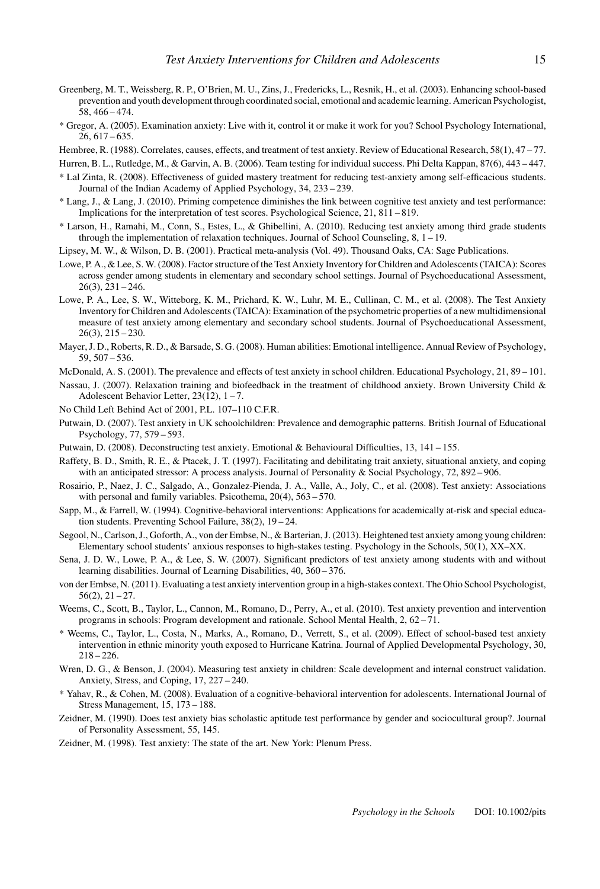Greenberg, M. T., Weissberg, R. P., O'Brien, M. U., Zins, J., Fredericks, L., Resnik, H., et al. (2003). Enhancing school-based prevention and youth development through coordinated social, emotional and academic learning. American Psychologist, 58, 466 – 474.

* Gregor, A. (2005). Examination anxiety: Live with it, control it or make it work for you? School Psychology International, 26, 617 – 635.

Hembree, R. (1988). Correlates, causes, effects, and treatment of test anxiety. Review of Educational Research, 58(1), 47 – 77.

Hurren, B. L., Rutledge, M., & Garvin, A. B. (2006). Team testing for individual success. Phi Delta Kappan, 87(6), 443 – 447.

* Lal Zinta, R. (2008). Effectiveness of guided mastery treatment for reducing test-anxiety among self-efficacious students. Journal of the Indian Academy of Applied Psychology, 34, 233 – 239.

* Lang, J., & Lang, J. (2010). Priming competence diminishes the link between cognitive test anxiety and test performance: Implications for the interpretation of test scores. Psychological Science, 21, 811 – 819.

* Larson, H., Ramahi, M., Conn, S., Estes, L., & Ghibellini, A. (2010). Reducing test anxiety among third grade students through the implementation of relaxation techniques. Journal of School Counseling, 8, 1 – 19.

Lipsey, M. W., & Wilson, D. B. (2001). Practical meta-analysis (Vol. 49). Thousand Oaks, CA: Sage Publications.

Lowe, P. A., & Lee, S. W. (2008). Factor structure of the Test Anxiety Inventory for Children and Adolescents (TAICA): Scores across gender among students in elementary and secondary school settings. Journal of Psychoeducational Assessment, 26(3), 231 – 246.

Lowe, P. A., Lee, S. W., Witteborg, K. M., Prichard, K. W., Luhr, M. E., Cullinan, C. M., et al. (2008). The Test Anxiety Inventory for Children and Adolescents (TAICA): Examination of the psychometric properties of a new multidimensional measure of test anxiety among elementary and secondary school students. Journal of Psychoeducational Assessment, 26(3), 215 – 230.

Mayer, J. D., Roberts, R. D., & Barsade, S. G. (2008). Human abilities: Emotional intelligence. Annual Review of Psychology, 59, 507 – 536.

McDonald, A. S. (2001). The prevalence and effects of test anxiety in school children. Educational Psychology, 21, 89 – 101.

Nassau, J. (2007). Relaxation training and biofeedback in the treatment of childhood anxiety. Brown University Child & Adolescent Behavior Letter, 23(12), 1 – 7.

No Child Left Behind Act of 2001, P.L. 107–110 C.F.R.

Putwain, D. (2007). Test anxiety in UK schoolchildren: Prevalence and demographic patterns. British Journal of Educational Psychology, 77, 579 – 593.

Putwain, D. (2008). Deconstructing test anxiety. Emotional & Behavioural Difficulties, 13, 141 – 155.

Raffety, B. D., Smith, R. E., & Ptacek, J. T. (1997). Facilitating and debilitating trait anxiety, situational anxiety, and coping with an anticipated stressor: A process analysis. Journal of Personality & Social Psychology, 72, 892 – 906.

Rosairio, P., Naez, J. C., Salgado, A., Gonzalez-Pienda, J. A., Valle, A., Joly, C., et al. (2008). Test anxiety: Associations with personal and family variables. Psicothema, 20(4), 563 – 570.

Sapp, M., & Farrell, W. (1994). Cognitive-behavioral interventions: Applications for academically at-risk and special education students. Preventing School Failure, 38(2), 19 – 24.

Segool, N., Carlson, J., Goforth, A., von der Embse, N., & Barterian, J. (2013). Heightened test anxiety among young children: Elementary school students' anxious responses to high-stakes testing. Psychology in the Schools, 50(1), XX–XX.

Sena, J. D. W., Lowe, P. A., & Lee, S. W. (2007). Significant predictors of test anxiety among students with and without learning disabilities. Journal of Learning Disabilities, 40, 360 – 376.

von der Embse, N. (2011). Evaluating a test anxiety intervention group in a high-stakes context. The Ohio School Psychologist, 56(2), 21 – 27.

Weems, C., Scott, B., Taylor, L., Cannon, M., Romano, D., Perry, A., et al. (2010). Test anxiety prevention and intervention programs in schools: Program development and rationale. School Mental Health, 2, 62 – 71.

* Weems, C., Taylor, L., Costa, N., Marks, A., Romano, D., Verrett, S., et al. (2009). Effect of school-based test anxiety intervention in ethnic minority youth exposed to Hurricane Katrina. Journal of Applied Developmental Psychology, 30, 218 – 226.

Wren, D. G., & Benson, J. (2004). Measuring test anxiety in children: Scale development and internal construct validation. Anxiety, Stress, and Coping, 17, 227 – 240.

* Yahav, R., & Cohen, M. (2008). Evaluation of a cognitive-behavioral intervention for adolescents. International Journal of Stress Management, 15, 173 – 188.

Zeidner, M. (1990). Does test anxiety bias scholastic aptitude test performance by gender and sociocultural group?. Journal of Personality Assessment, 55, 145.

Zeidner, M. (1998). Test anxiety: The state of the art. New York: Plenum Press.